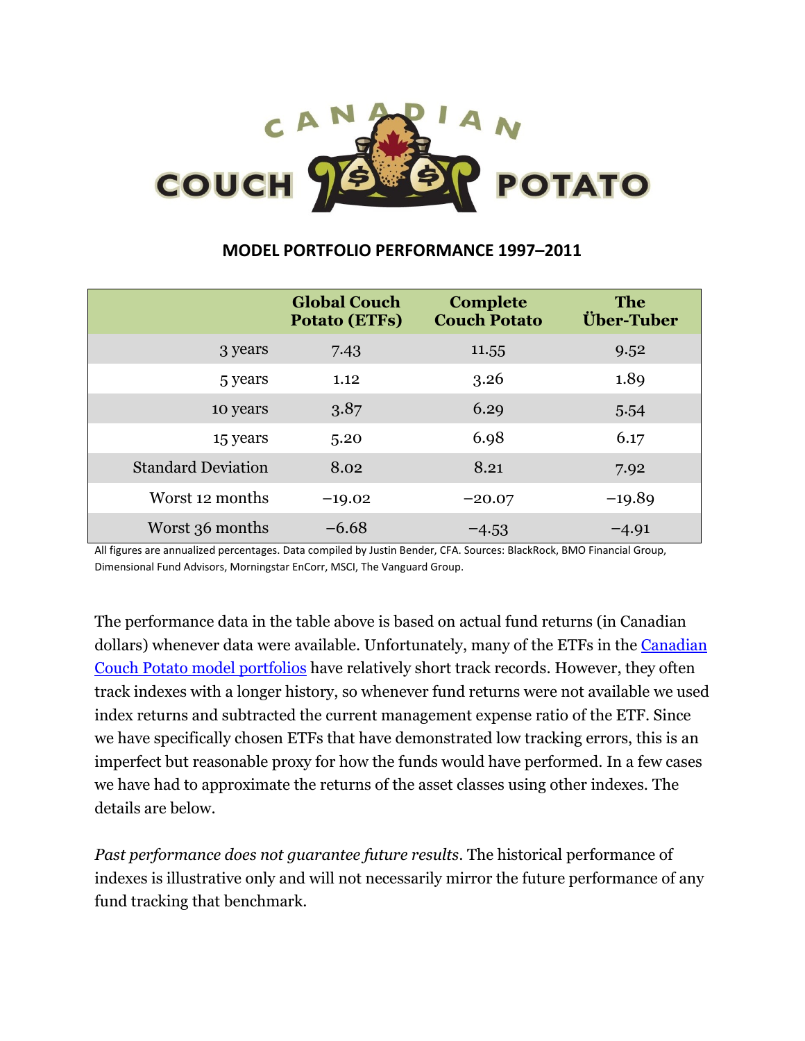# CANADIAN COUCH POTATO

## MODEL PORTFOLIO PERFORMANCE 1997–2011

| | Global Couch Potato (ETFs) | Complete Couch Potato | The Über-Tuber |
|---|---|---|---|
| 3 years | 7.43 | 11.55 | 9.52 |
| 5 years | 1.12 | 3.26 | 1.89 |
| 10 years | 3.87 | 6.29 | 5.54 |
| 15 years | 5.20 | 6.98 | 6.17 |
| Standard Deviation | 8.02 | 8.21 | 7.92 |
| Worst 12 months | −19.02 | −20.07 | −19.89 |
| Worst 36 months | −6.68 | −4.53 | −4.91 |

All figures are annualized percentages. Data compiled by Justin Bender, CFA. Sources: BlackRock, BMO Financial Group, Dimensional Fund Advisors, Morningstar EnCorr, MSCI, The Vanguard Group.

The performance data in the table above is based on actual fund returns (in Canadian dollars) whenever data were available. Unfortunately, many of the ETFs in the Canadian Couch Potato model portfolios have relatively short track records. However, they often track indexes with a longer history, so whenever fund returns were not available we used index returns and subtracted the current management expense ratio of the ETF. Since we have specifically chosen ETFs that have demonstrated low tracking errors, this is an imperfect but reasonable proxy for how the funds would have performed. In a few cases we have had to approximate the returns of the asset classes using other indexes. The details are below.

*Past performance does not guarantee future results*. The historical performance of indexes is illustrative only and will not necessarily mirror the future performance of any fund tracking that benchmark.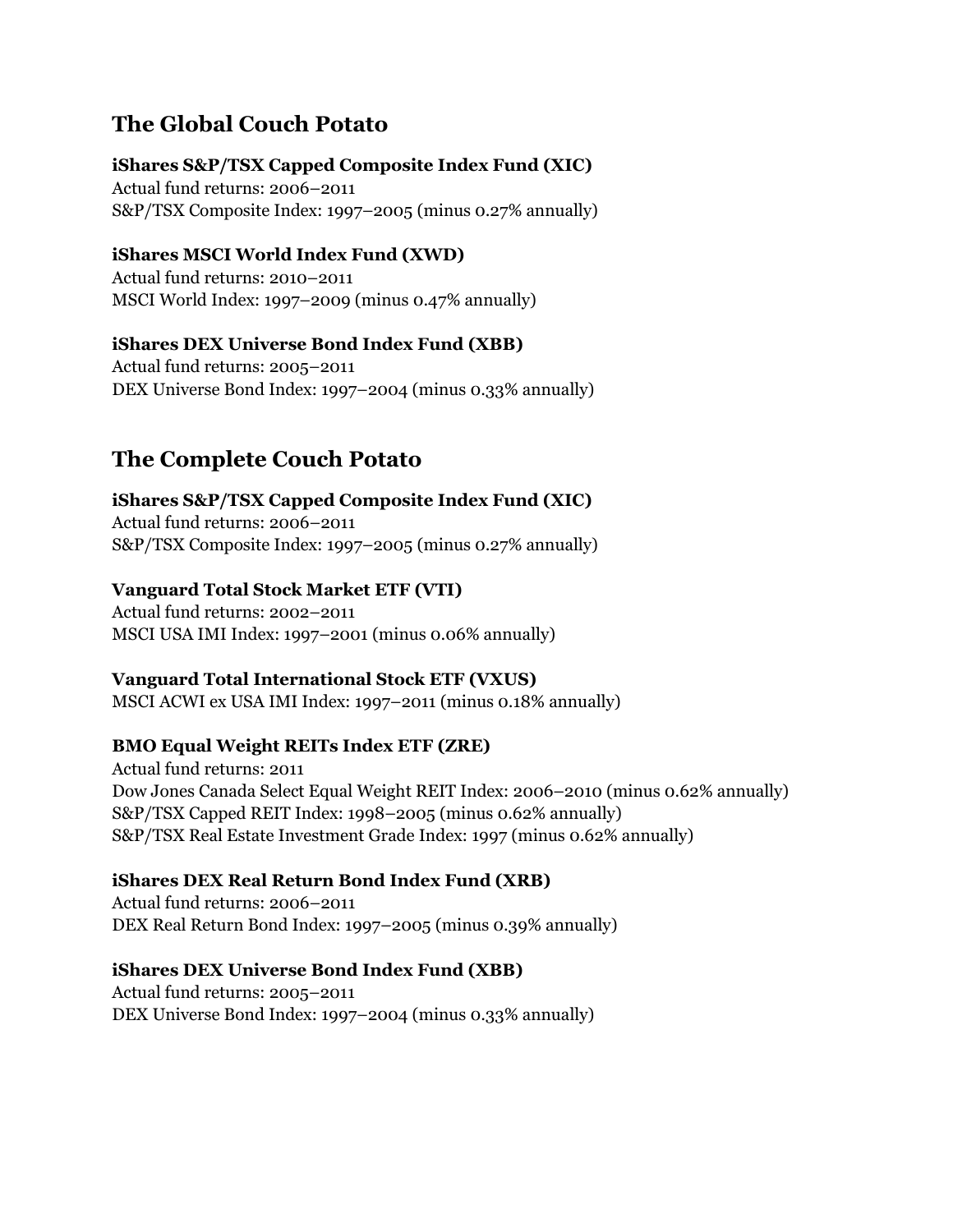## The Global Couch Potato

**iShares S&P/TSX Capped Composite Index Fund (XIC)**
Actual fund returns: 2006–2011
S&P/TSX Composite Index: 1997–2005 (minus 0.27% annually)

**iShares MSCI World Index Fund (XWD)**
Actual fund returns: 2010–2011
MSCI World Index: 1997–2009 (minus 0.47% annually)

**iShares DEX Universe Bond Index Fund (XBB)**
Actual fund returns: 2005–2011
DEX Universe Bond Index: 1997–2004 (minus 0.33% annually)

## The Complete Couch Potato

**iShares S&P/TSX Capped Composite Index Fund (XIC)**
Actual fund returns: 2006–2011
S&P/TSX Composite Index: 1997–2005 (minus 0.27% annually)

**Vanguard Total Stock Market ETF (VTI)**
Actual fund returns: 2002–2011
MSCI USA IMI Index: 1997–2001 (minus 0.06% annually)

**Vanguard Total International Stock ETF (VXUS)**
MSCI ACWI ex USA IMI Index: 1997–2011 (minus 0.18% annually)

**BMO Equal Weight REITs Index ETF (ZRE)**
Actual fund returns: 2011
Dow Jones Canada Select Equal Weight REIT Index: 2006–2010 (minus 0.62% annually)
S&P/TSX Capped REIT Index: 1998–2005 (minus 0.62% annually)
S&P/TSX Real Estate Investment Grade Index: 1997 (minus 0.62% annually)

**iShares DEX Real Return Bond Index Fund (XRB)**
Actual fund returns: 2006–2011
DEX Real Return Bond Index: 1997–2005 (minus 0.39% annually)

**iShares DEX Universe Bond Index Fund (XBB)**
Actual fund returns: 2005–2011
DEX Universe Bond Index: 1997–2004 (minus 0.33% annually)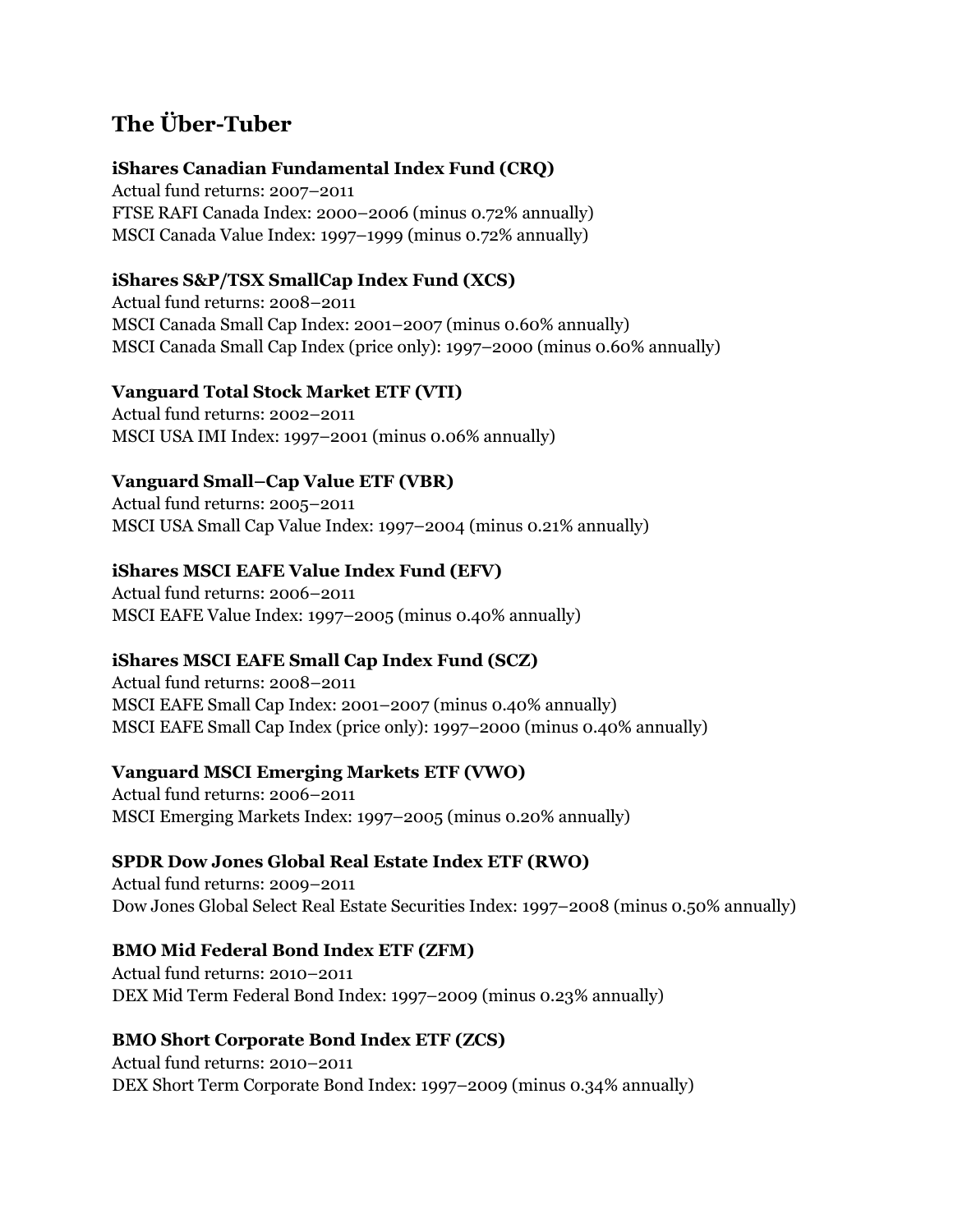## The Über-Tuber

**iShares Canadian Fundamental Index Fund (CRQ)**
Actual fund returns: 2007–2011
FTSE RAFI Canada Index: 2000–2006 (minus 0.72% annually)
MSCI Canada Value Index: 1997–1999 (minus 0.72% annually)

**iShares S&P/TSX SmallCap Index Fund (XCS)**
Actual fund returns: 2008–2011
MSCI Canada Small Cap Index: 2001–2007 (minus 0.60% annually)
MSCI Canada Small Cap Index (price only): 1997–2000 (minus 0.60% annually)

**Vanguard Total Stock Market ETF (VTI)**
Actual fund returns: 2002–2011
MSCI USA IMI Index: 1997–2001 (minus 0.06% annually)

**Vanguard Small–Cap Value ETF (VBR)**
Actual fund returns: 2005–2011
MSCI USA Small Cap Value Index: 1997–2004 (minus 0.21% annually)

**iShares MSCI EAFE Value Index Fund (EFV)**
Actual fund returns: 2006–2011
MSCI EAFE Value Index: 1997–2005 (minus 0.40% annually)

**iShares MSCI EAFE Small Cap Index Fund (SCZ)**
Actual fund returns: 2008–2011
MSCI EAFE Small Cap Index: 2001–2007 (minus 0.40% annually)
MSCI EAFE Small Cap Index (price only): 1997–2000 (minus 0.40% annually)

**Vanguard MSCI Emerging Markets ETF (VWO)**
Actual fund returns: 2006–2011
MSCI Emerging Markets Index: 1997–2005 (minus 0.20% annually)

**SPDR Dow Jones Global Real Estate Index ETF (RWO)**
Actual fund returns: 2009–2011
Dow Jones Global Select Real Estate Securities Index: 1997–2008 (minus 0.50% annually)

**BMO Mid Federal Bond Index ETF (ZFM)**
Actual fund returns: 2010–2011
DEX Mid Term Federal Bond Index: 1997–2009 (minus 0.23% annually)

**BMO Short Corporate Bond Index ETF (ZCS)**
Actual fund returns: 2010–2011
DEX Short Term Corporate Bond Index: 1997–2009 (minus 0.34% annually)